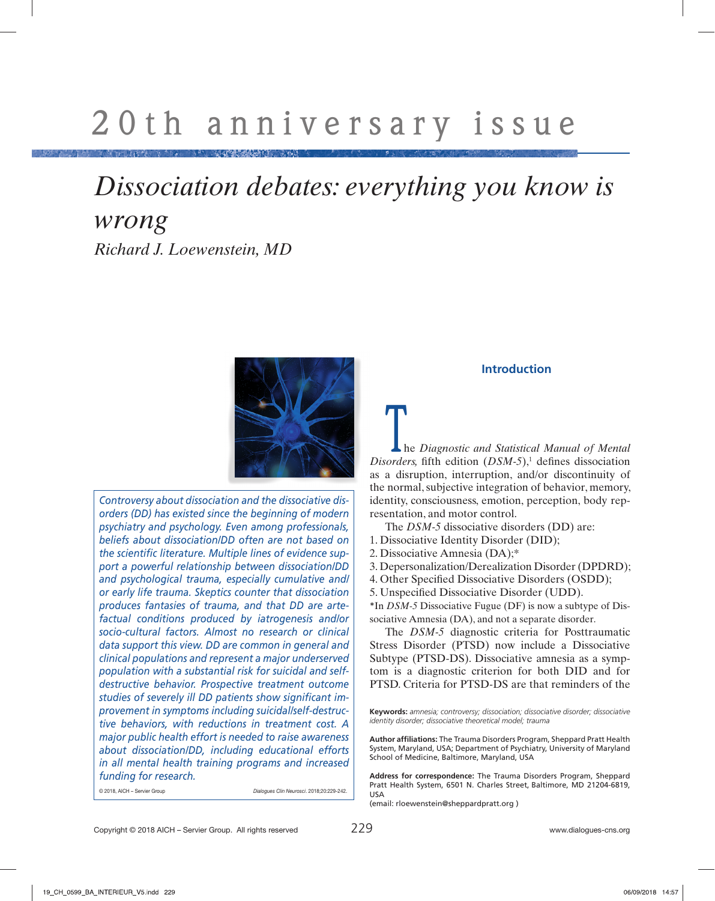# 20th anniversary issue

# *Dissociation debates: everything you know is wrong*

*Richard J. Loewenstein, MD*

*Controversy about dissociation and the dissociative disorders (DD) has existed since the beginning of modern psychiatry and psychology. Even among professionals, beliefs about dissociation/DD often are not based on the scientific literature. Multiple lines of evidence support a powerful relationship between dissociation/DD and psychological trauma, especially cumulative and/or early life trauma. Skeptics counter that dissociation produces fantasies of trauma, and that DD are artefactual conditions produced by iatrogenesis and/or socio-cultural factors. Almost no research or clinical data support this view. DD are common in general and clinical populations and represent a major underserved population with a substantial risk for suicidal and self-destructive behavior. Prospective treatment outcome studies of severely ill DD patients show significant improvement in symptoms including suicidal/self-destructive behaviors, with reductions in treatment cost. A major public health effort is needed to raise awareness about dissociation/DD, including educational efforts in all mental health training programs and increased funding for research.*

© 2018, AICH – Servier Group    *Dialogues Clin Neurosci*. 2018;20:229-242.

## Introduction

The *Diagnostic and Statistical Manual of Mental Disorders,* fifth edition (*DSM-5*),[1] defines dissociation as a disruption, interruption, and/or discontinuity of the normal, subjective integration of behavior, memory, identity, consciousness, emotion, perception, body representation, and motor control.

The *DSM-5* dissociative disorders (DD) are:

1. Dissociative Identity Disorder (DID);
2. Dissociative Amnesia (DA);*
3. Depersonalization/Derealization Disorder (DPDRD);
4. Other Specified Dissociative Disorders (OSDD);
5. Unspecified Dissociative Disorder (UDD).

*In *DSM-5* Dissociative Fugue (DF) is now a subtype of Dissociative Amnesia (DA), and not a separate disorder.

The *DSM-5* diagnostic criteria for Posttraumatic Stress Disorder (PTSD) now include a Dissociative Subtype (PTSD-DS). Dissociative amnesia as a symptom is a diagnostic criterion for both DID and for PTSD. Criteria for PTSD-DS are that reminders of the

**Keywords:** *amnesia; controversy; dissociation; dissociative disorder; dissociative identity disorder; dissociative theoretical model; trauma*

**Author affiliations:** The Trauma Disorders Program, Sheppard Pratt Health System, Maryland, USA; Department of Psychiatry, University of Maryland School of Medicine, Baltimore, Maryland, USA

**Address for correspondence:** The Trauma Disorders Program, Sheppard Pratt Health System, 6501 N. Charles Street, Baltimore, MD 21204-6819, USA
(email: rloewenstein@sheppardpratt.org )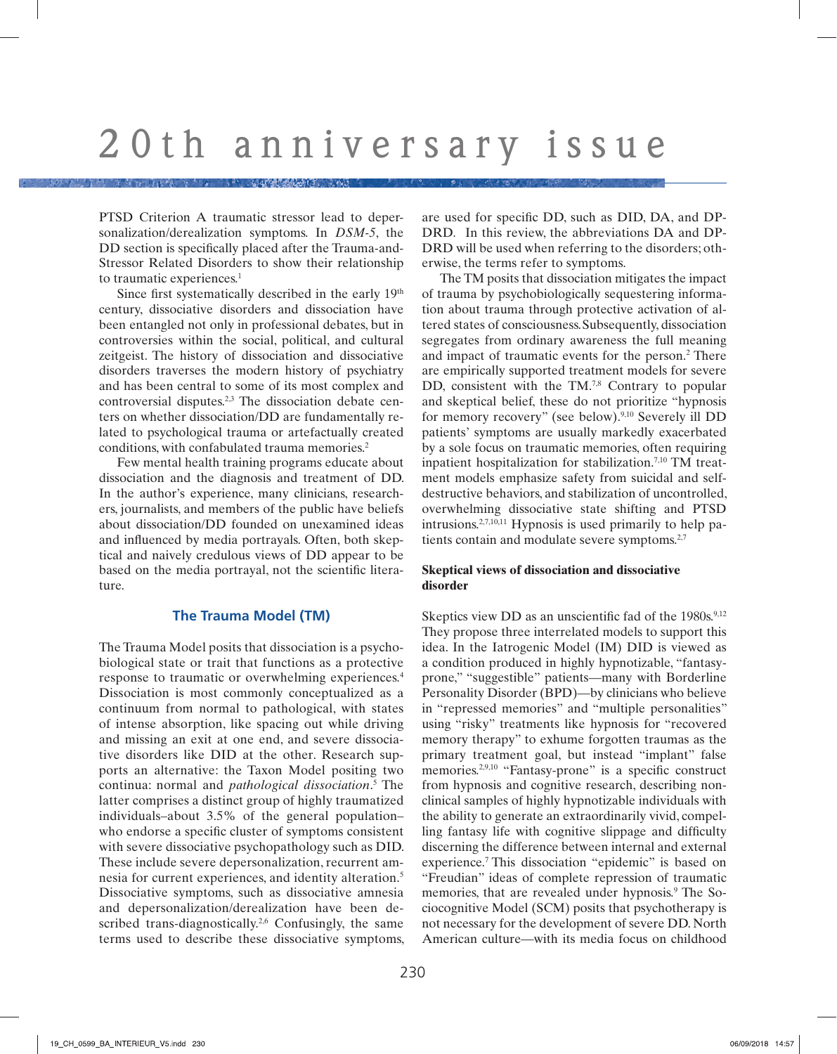PTSD Criterion A traumatic stressor lead to depersonalization/derealization symptoms. In *DSM-5*, the DD section is specifically placed after the Trauma-and-Stressor Related Disorders to show their relationship to traumatic experiences.[1]

Since first systematically described in the early 19th century, dissociative disorders and dissociation have been entangled not only in professional debates, but in controversies within the social, political, and cultural zeitgeist. The history of dissociation and dissociative disorders traverses the modern history of psychiatry and has been central to some of its most complex and controversial disputes.[2,3] The dissociation debate centers on whether dissociation/DD are fundamentally related to psychological trauma or artefactually created conditions, with confabulated trauma memories.[2]

Few mental health training programs educate about dissociation and the diagnosis and treatment of DD. In the author's experience, many clinicians, researchers, journalists, and members of the public have beliefs about dissociation/DD founded on unexamined ideas and influenced by media portrayals. Often, both skeptical and naively credulous views of DD appear to be based on the media portrayal, not the scientific literature.

## The Trauma Model (TM)

The Trauma Model posits that dissociation is a psychobiological state or trait that functions as a protective response to traumatic or overwhelming experiences.[4] Dissociation is most commonly conceptualized as a continuum from normal to pathological, with states of intense absorption, like spacing out while driving and missing an exit at one end, and severe dissociative disorders like DID at the other. Research supports an alternative: the Taxon Model positing two continua: normal and *pathological dissociation*.[5] The latter comprises a distinct group of highly traumatized individuals–about 3.5% of the general population–who endorse a specific cluster of symptoms consistent with severe dissociative psychopathology such as DID. These include severe depersonalization, recurrent amnesia for current experiences, and identity alteration.[5] Dissociative symptoms, such as dissociative amnesia and depersonalization/derealization have been described trans-diagnostically.[2,6] Confusingly, the same terms used to describe these dissociative symptoms, are used for specific DD, such as DID, DA, and DP-DRD. In this review, the abbreviations DA and DP-DRD will be used when referring to the disorders; otherwise, the terms refer to symptoms.

The TM posits that dissociation mitigates the impact of trauma by psychobiologically sequestering information about trauma through protective activation of altered states of consciousness. Subsequently, dissociation segregates from ordinary awareness the full meaning and impact of traumatic events for the person.[2] There are empirically supported treatment models for severe DD, consistent with the TM.[7,8] Contrary to popular and skeptical belief, these do not prioritize "hypnosis for memory recovery" (see below).[9,10] Severely ill DD patients' symptoms are usually markedly exacerbated by a sole focus on traumatic memories, often requiring inpatient hospitalization for stabilization.[7,10] TM treatment models emphasize safety from suicidal and self-destructive behaviors, and stabilization of uncontrolled, overwhelming dissociative state shifting and PTSD intrusions.[2,7,10,11] Hypnosis is used primarily to help patients contain and modulate severe symptoms.[2,7]

### Skeptical views of dissociation and dissociative disorder

Skeptics view DD as an unscientific fad of the 1980s.[9,12] They propose three interrelated models to support this idea. In the Iatrogenic Model (IM) DID is viewed as a condition produced in highly hypnotizable, "fantasy-prone," "suggestible" patients—many with Borderline Personality Disorder (BPD)—by clinicians who believe in "repressed memories" and "multiple personalities" using "risky" treatments like hypnosis for "recovered memory therapy" to exhume forgotten traumas as the primary treatment goal, but instead "implant" false memories.[2,9,10] "Fantasy-prone" is a specific construct from hypnosis and cognitive research, describing nonclinical samples of highly hypnotizable individuals with the ability to generate an extraordinarily vivid, compelling fantasy life with cognitive slippage and difficulty discerning the difference between internal and external experience.[7] This dissociation "epidemic" is based on "Freudian" ideas of complete repression of traumatic memories, that are revealed under hypnosis.[9] The Sociocognitive Model (SCM) posits that psychotherapy is not necessary for the development of severe DD. North American culture—with its media focus on childhood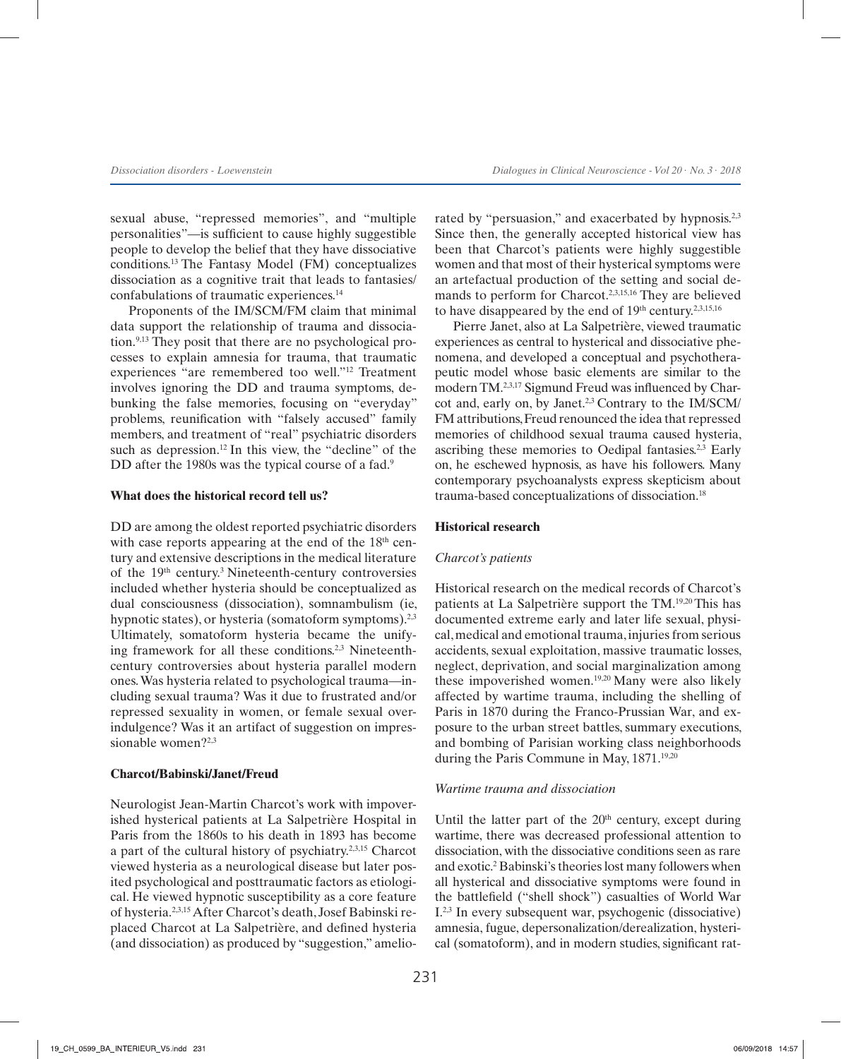sexual abuse, "repressed memories", and "multiple personalities"—is sufficient to cause highly suggestible people to develop the belief that they have dissociative conditions.[13] The Fantasy Model (FM) conceptualizes dissociation as a cognitive trait that leads to fantasies/confabulations of traumatic experiences.[14]

Proponents of the IM/SCM/FM claim that minimal data support the relationship of trauma and dissociation.[9,13] They posit that there are no psychological processes to explain amnesia for trauma, that traumatic experiences "are remembered too well."[12] Treatment involves ignoring the DD and trauma symptoms, debunking the false memories, focusing on "everyday" problems, reunification with "falsely accused" family members, and treatment of "real" psychiatric disorders such as depression.[12] In this view, the "decline" of the DD after the 1980s was the typical course of a fad.[9]

### What does the historical record tell us?

DD are among the oldest reported psychiatric disorders with case reports appearing at the end of the 18th century and extensive descriptions in the medical literature of the 19th century.[3] Nineteenth-century controversies included whether hysteria should be conceptualized as dual consciousness (dissociation), somnambulism (ie, hypnotic states), or hysteria (somatoform symptoms).[2,3] Ultimately, somatoform hysteria became the unifying framework for all these conditions.[2,3] Nineteenth-century controversies about hysteria parallel modern ones. Was hysteria related to psychological trauma—including sexual trauma? Was it due to frustrated and/or repressed sexuality in women, or female sexual over-indulgence? Was it an artifact of suggestion on impressionable women?[2,3]

### Charcot/Babinski/Janet/Freud

Neurologist Jean-Martin Charcot's work with impoverished hysterical patients at La Salpetrière Hospital in Paris from the 1860s to his death in 1893 has become a part of the cultural history of psychiatry.[2,3,15] Charcot viewed hysteria as a neurological disease but later posited psychological and posttraumatic factors as etiological. He viewed hypnotic susceptibility as a core feature of hysteria.[2,3,15] After Charcot's death, Josef Babinski replaced Charcot at La Salpetrière, and defined hysteria (and dissociation) as produced by "suggestion," ameliorated by "persuasion," and exacerbated by hypnosis.[2,3] Since then, the generally accepted historical view has been that Charcot's patients were highly suggestible women and that most of their hysterical symptoms were an artefactual production of the setting and social demands to perform for Charcot.[2,3,15,16] They are believed to have disappeared by the end of 19th century.[2,3,15,16]

Pierre Janet, also at La Salpetrière, viewed traumatic experiences as central to hysterical and dissociative phenomena, and developed a conceptual and psychotherapeutic model whose basic elements are similar to the modern TM.[2,3,17] Sigmund Freud was influenced by Charcot and, early on, by Janet.[2,3] Contrary to the IM/SCM/FM attributions, Freud renounced the idea that repressed memories of childhood sexual trauma caused hysteria, ascribing these memories to Oedipal fantasies.[2,3] Early on, he eschewed hypnosis, as have his followers. Many contemporary psychoanalysts express skepticism about trauma-based conceptualizations of dissociation.[18]

### Historical research

#### *Charcot's patients*

Historical research on the medical records of Charcot's patients at La Salpetrière support the TM.[19,20] This has documented extreme early and later life sexual, physical, medical and emotional trauma, injuries from serious accidents, sexual exploitation, massive traumatic losses, neglect, deprivation, and social marginalization among these impoverished women.[19,20] Many were also likely affected by wartime trauma, including the shelling of Paris in 1870 during the Franco-Prussian War, and exposure to the urban street battles, summary executions, and bombing of Parisian working class neighborhoods during the Paris Commune in May, 1871.[19,20]

#### *Wartime trauma and dissociation*

Until the latter part of the 20th century, except during wartime, there was decreased professional attention to dissociation, with the dissociative conditions seen as rare and exotic.[2] Babinski's theories lost many followers when all hysterical and dissociative symptoms were found in the battlefield ("shell shock") casualties of World War I.[2,3] In every subsequent war, psychogenic (dissociative) amnesia, fugue, depersonalization/derealization, hysterical (somatoform), and in modern studies, significant rat-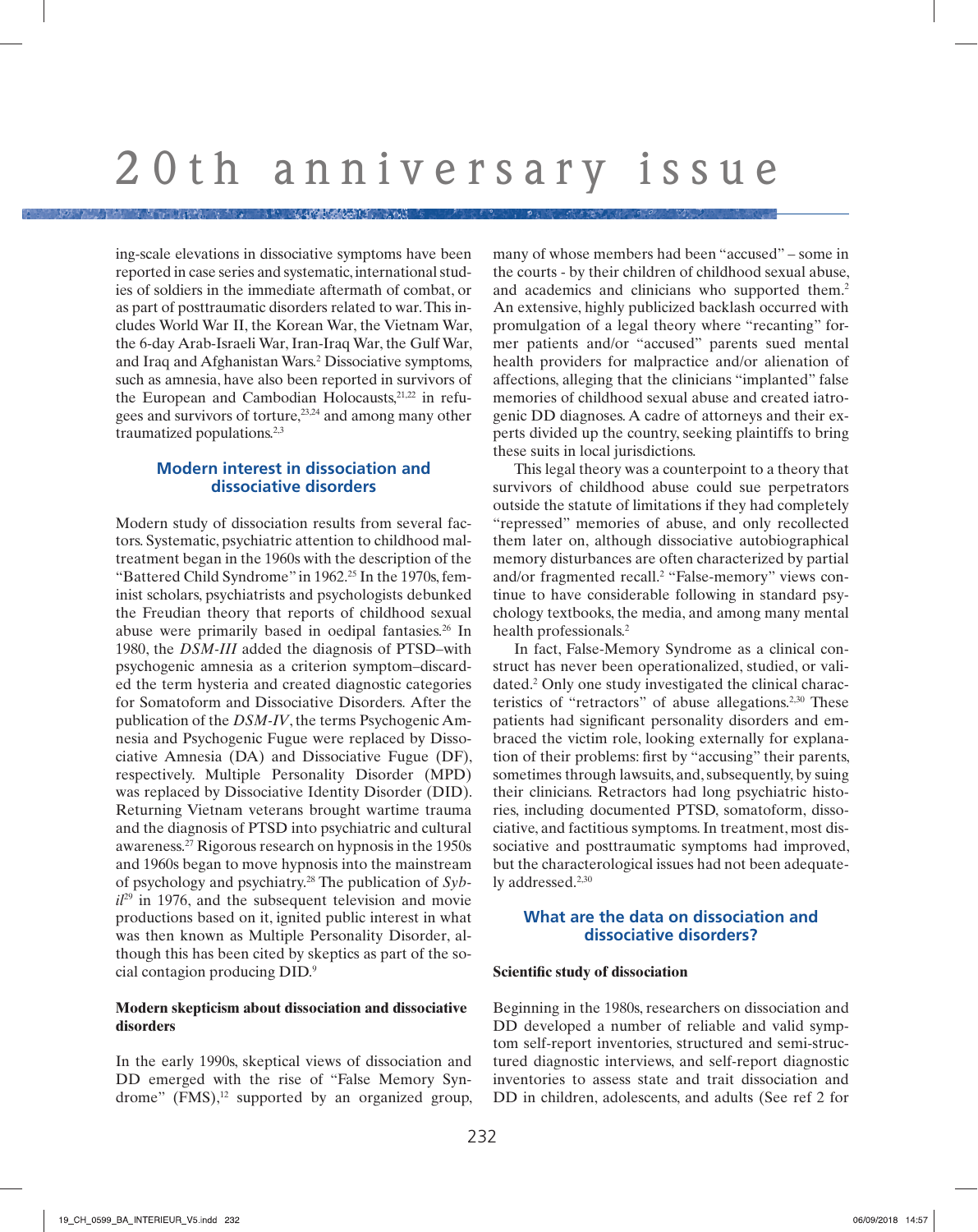ing-scale elevations in dissociative symptoms have been reported in case series and systematic, international studies of soldiers in the immediate aftermath of combat, or as part of posttraumatic disorders related to war. This includes World War II, the Korean War, the Vietnam War, the 6-day Arab-Israeli War, Iran-Iraq War, the Gulf War, and Iraq and Afghanistan Wars.[2] Dissociative symptoms, such as amnesia, have also been reported in survivors of the European and Cambodian Holocausts,[21,22] in refugees and survivors of torture,[23,24] and among many other traumatized populations.[2,3]

## Modern interest in dissociation and dissociative disorders

Modern study of dissociation results from several factors. Systematic, psychiatric attention to childhood maltreatment began in the 1960s with the description of the "Battered Child Syndrome" in 1962.[25] In the 1970s, feminist scholars, psychiatrists and psychologists debunked the Freudian theory that reports of childhood sexual abuse were primarily based in oedipal fantasies.[26] In 1980, the *DSM-III* added the diagnosis of PTSD–with psychogenic amnesia as a criterion symptom–discarded the term hysteria and created diagnostic categories for Somatoform and Dissociative Disorders. After the publication of the *DSM-IV*, the terms Psychogenic Amnesia and Psychogenic Fugue were replaced by Dissociative Amnesia (DA) and Dissociative Fugue (DF), respectively. Multiple Personality Disorder (MPD) was replaced by Dissociative Identity Disorder (DID). Returning Vietnam veterans brought wartime trauma and the diagnosis of PTSD into psychiatric and cultural awareness.[27] Rigorous research on hypnosis in the 1950s and 1960s began to move hypnosis into the mainstream of psychology and psychiatry.[28] The publication of *Sybil*[29] in 1976, and the subsequent television and movie productions based on it, ignited public interest in what was then known as Multiple Personality Disorder, although this has been cited by skeptics as part of the social contagion producing DID.[9]

### Modern skepticism about dissociation and dissociative disorders

In the early 1990s, skeptical views of dissociation and DD emerged with the rise of "False Memory Syndrome" (FMS),[12] supported by an organized group, many of whose members had been "accused" – some in the courts - by their children of childhood sexual abuse, and academics and clinicians who supported them.[2] An extensive, highly publicized backlash occurred with promulgation of a legal theory where "recanting" former patients and/or "accused" parents sued mental health providers for malpractice and/or alienation of affections, alleging that the clinicians "implanted" false memories of childhood sexual abuse and created iatrogenic DD diagnoses. A cadre of attorneys and their experts divided up the country, seeking plaintiffs to bring these suits in local jurisdictions.

This legal theory was a counterpoint to a theory that survivors of childhood abuse could sue perpetrators outside the statute of limitations if they had completely "repressed" memories of abuse, and only recollected them later on, although dissociative autobiographical memory disturbances are often characterized by partial and/or fragmented recall.[2] "False-memory" views continue to have considerable following in standard psychology textbooks, the media, and among many mental health professionals.[2]

In fact, False-Memory Syndrome as a clinical construct has never been operationalized, studied, or validated.[2] Only one study investigated the clinical characteristics of "retractors" of abuse allegations.[2,30] These patients had significant personality disorders and embraced the victim role, looking externally for explanation of their problems: first by "accusing" their parents, sometimes through lawsuits, and, subsequently, by suing their clinicians. Retractors had long psychiatric histories, including documented PTSD, somatoform, dissociative, and factitious symptoms. In treatment, most dissociative and posttraumatic symptoms had improved, but the characterological issues had not been adequately addressed.[2,30]

## What are the data on dissociation and dissociative disorders?

### Scientific study of dissociation

Beginning in the 1980s, researchers on dissociation and DD developed a number of reliable and valid symptom self-report inventories, structured and semi-structured diagnostic interviews, and self-report diagnostic inventories to assess state and trait dissociation and DD in children, adolescents, and adults (See ref 2 for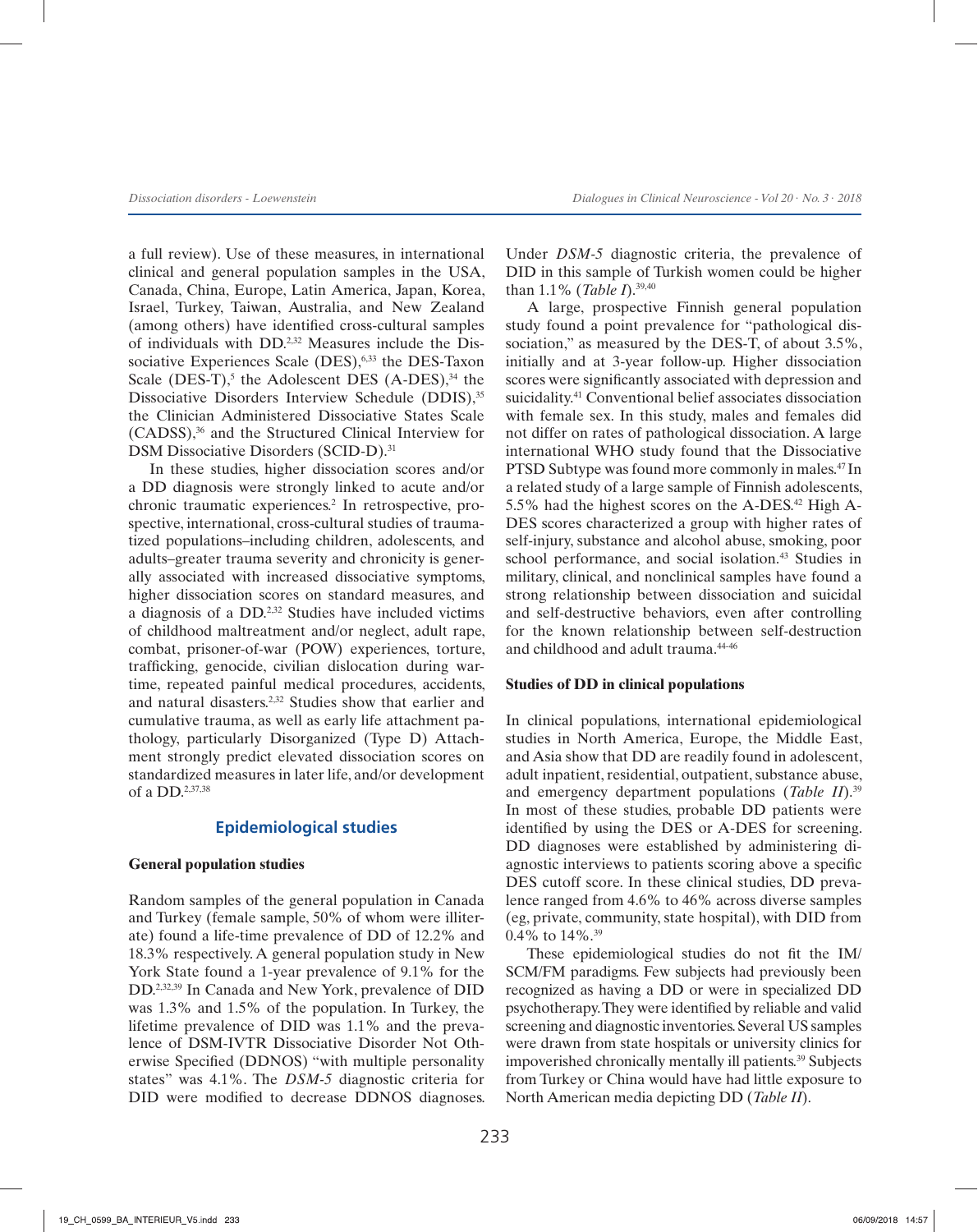a full review). Use of these measures, in international clinical and general population samples in the USA, Canada, China, Europe, Latin America, Japan, Korea, Israel, Turkey, Taiwan, Australia, and New Zealand (among others) have identified cross-cultural samples of individuals with DD.[2,32] Measures include the Dissociative Experiences Scale (DES),[6,33] the DES-Taxon Scale (DES-T),[5] the Adolescent DES (A-DES),[34] the Dissociative Disorders Interview Schedule (DDIS),[35] the Clinician Administered Dissociative States Scale (CADSS),[36] and the Structured Clinical Interview for DSM Dissociative Disorders (SCID-D).[31]

In these studies, higher dissociation scores and/or a DD diagnosis were strongly linked to acute and/or chronic traumatic experiences.[2] In retrospective, prospective, international, cross-cultural studies of traumatized populations–including children, adolescents, and adults–greater trauma severity and chronicity is generally associated with increased dissociative symptoms, higher dissociation scores on standard measures, and a diagnosis of a DD.[2,32] Studies have included victims of childhood maltreatment and/or neglect, adult rape, combat, prisoner-of-war (POW) experiences, torture, trafficking, genocide, civilian dislocation during wartime, repeated painful medical procedures, accidents, and natural disasters.[2,32] Studies show that earlier and cumulative trauma, as well as early life attachment pathology, particularly Disorganized (Type D) Attachment strongly predict elevated dissociation scores on standardized measures in later life, and/or development of a DD.[2,37,38]

## Epidemiological studies

### General population studies

Random samples of the general population in Canada and Turkey (female sample, 50% of whom were illiterate) found a life-time prevalence of DD of 12.2% and 18.3% respectively. A general population study in New York State found a 1-year prevalence of 9.1% for the DD.[2,32,39] In Canada and New York, prevalence of DID was 1.3% and 1.5% of the population. In Turkey, the lifetime prevalence of DID was 1.1% and the prevalence of DSM-IVTR Dissociative Disorder Not Otherwise Specified (DDNOS) "with multiple personality states" was 4.1%. The *DSM-5* diagnostic criteria for DID were modified to decrease DDNOS diagnoses. Under *DSM-5* diagnostic criteria, the prevalence of DID in this sample of Turkish women could be higher than 1.1% (*Table I*).[39,40]

A large, prospective Finnish general population study found a point prevalence for "pathological dissociation," as measured by the DES-T, of about 3.5%, initially and at 3-year follow-up. Higher dissociation scores were significantly associated with depression and suicidality.[41] Conventional belief associates dissociation with female sex. In this study, males and females did not differ on rates of pathological dissociation. A large international WHO study found that the Dissociative PTSD Subtype was found more commonly in males.[47] In a related study of a large sample of Finnish adolescents, 5.5% had the highest scores on the A-DES.[42] High A-DES scores characterized a group with higher rates of self-injury, substance and alcohol abuse, smoking, poor school performance, and social isolation.[43] Studies in military, clinical, and nonclinical samples have found a strong relationship between dissociation and suicidal and self-destructive behaviors, even after controlling for the known relationship between self-destruction and childhood and adult trauma.[44-46]

### Studies of DD in clinical populations

In clinical populations, international epidemiological studies in North America, Europe, the Middle East, and Asia show that DD are readily found in adolescent, adult inpatient, residential, outpatient, substance abuse, and emergency department populations (*Table II*).[39] In most of these studies, probable DD patients were identified by using the DES or A-DES for screening. DD diagnoses were established by administering diagnostic interviews to patients scoring above a specific DES cutoff score. In these clinical studies, DD prevalence ranged from 4.6% to 46% across diverse samples (eg, private, community, state hospital), with DID from 0.4% to 14%.[39]

These epidemiological studies do not fit the IM/SCM/FM paradigms. Few subjects had previously been recognized as having a DD or were in specialized DD psychotherapy. They were identified by reliable and valid screening and diagnostic inventories. Several US samples were drawn from state hospitals or university clinics for impoverished chronically mentally ill patients.[39] Subjects from Turkey or China would have had little exposure to North American media depicting DD (*Table II*).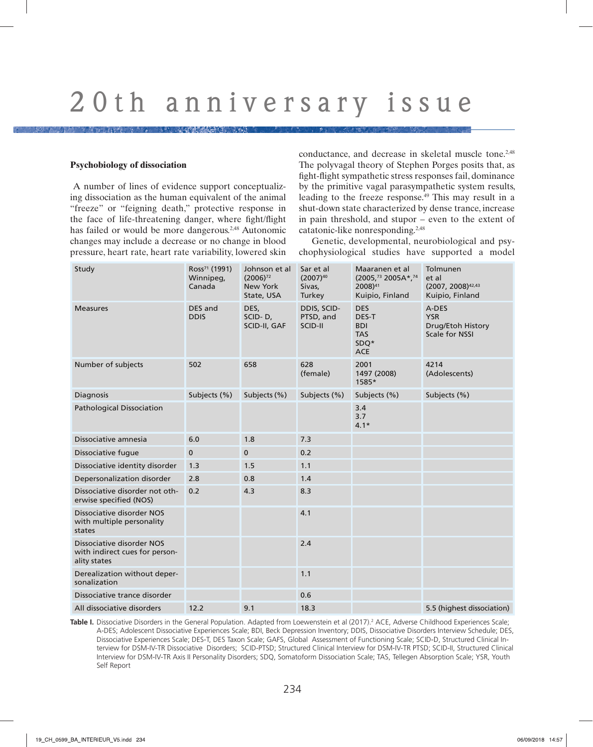## Psychobiology of dissociation

A number of lines of evidence support conceptualizing dissociation as the human equivalent of the animal "freeze" or "feigning death," protective response in the face of life-threatening danger, where fight/flight has failed or would be more dangerous.[2,48] Autonomic changes may include a decrease or no change in blood pressure, heart rate, heart rate variability, lowered skin conductance, and decrease in skeletal muscle tone.[2,48] The polyvagal theory of Stephen Porges posits that, as fight-flight sympathetic stress responses fail, dominance by the primitive vagal parasympathetic system results, leading to the freeze response.[49] This may result in a shut-down state characterized by dense trance, increase in pain threshold, and stupor – even to the extent of catatonic-like nonresponding.[2,48]

Genetic, developmental, neurobiological and psychophysiological studies have supported a model

| Study | Ross[71] (1991) Winnipeg, Canada | Johnson et al (2006)[72] New York State, USA | Sar et al (2007)[40] Sivas, Turkey | Maaranen et al (2005,[73] 2005A*,[74] 2008)[41] Kuipio, Finland | Tolmunen et al (2007, 2008)[42,43] Kuipio, Finland |
|---|---|---|---|---|---|
| Measures | DES and DDIS | DES, SCID- D, SCID-II, GAF | DDIS, SCID-PTSD, and SCID-II | DES DES-T BDI TAS SDQ* ACE | A-DES YSR Drug/Etoh History Scale for NSSI |
| Number of subjects | 502 | 658 | 628 (female) | 2001 1497 (2008) 1585* | 4214 (Adolescents) |
| Diagnosis | Subjects (%) | Subjects (%) | Subjects (%) | Subjects (%) | Subjects (%) |
| Pathological Dissociation | | | | 3.4 3.7 4.1* | |
| Dissociative amnesia | 6.0 | 1.8 | 7.3 | | |
| Dissociative fugue | 0 | 0 | 0.2 | | |
| Dissociative identity disorder | 1.3 | 1.5 | 1.1 | | |
| Depersonalization disorder | 2.8 | 0.8 | 1.4 | | |
| Dissociative disorder not otherwise specified (NOS) | 0.2 | 4.3 | 8.3 | | |
| Dissociative disorder NOS with multiple personality states | | | 4.1 | | |
| Dissociative disorder NOS with indirect cues for personality states | | | 2.4 | | |
| Derealization without depersonalization | | | 1.1 | | |
| Dissociative trance disorder | | | 0.6 | | |
| All dissociative disorders | 12.2 | 9.1 | 18.3 | | 5.5 (highest dissociation) |

**Table I.** Dissociative Disorders in the General Population. Adapted from Loewenstein et al (2017).[2] ACE, Adverse Childhood Experiences Scale; A-DES; Adolescent Dissociative Experiences Scale; BDI, Beck Depression Inventory; DDIS, Dissociative Disorders Interview Schedule; DES, Dissociative Experiences Scale; DES-T, DES Taxon Scale; GAFS, Global Assessment of Functioning Scale; SCID-D, Structured Clinical Interview for DSM-IV-TR Dissociative Disorders; SCID-PTSD; Structured Clinical Interview for DSM-IV-TR PTSD; SCID-II, Structured Clinical Interview for DSM-IV-TR Axis II Personality Disorders; SDQ, Somatoform Dissociation Scale; TAS, Tellegen Absorption Scale; YSR, Youth Self Report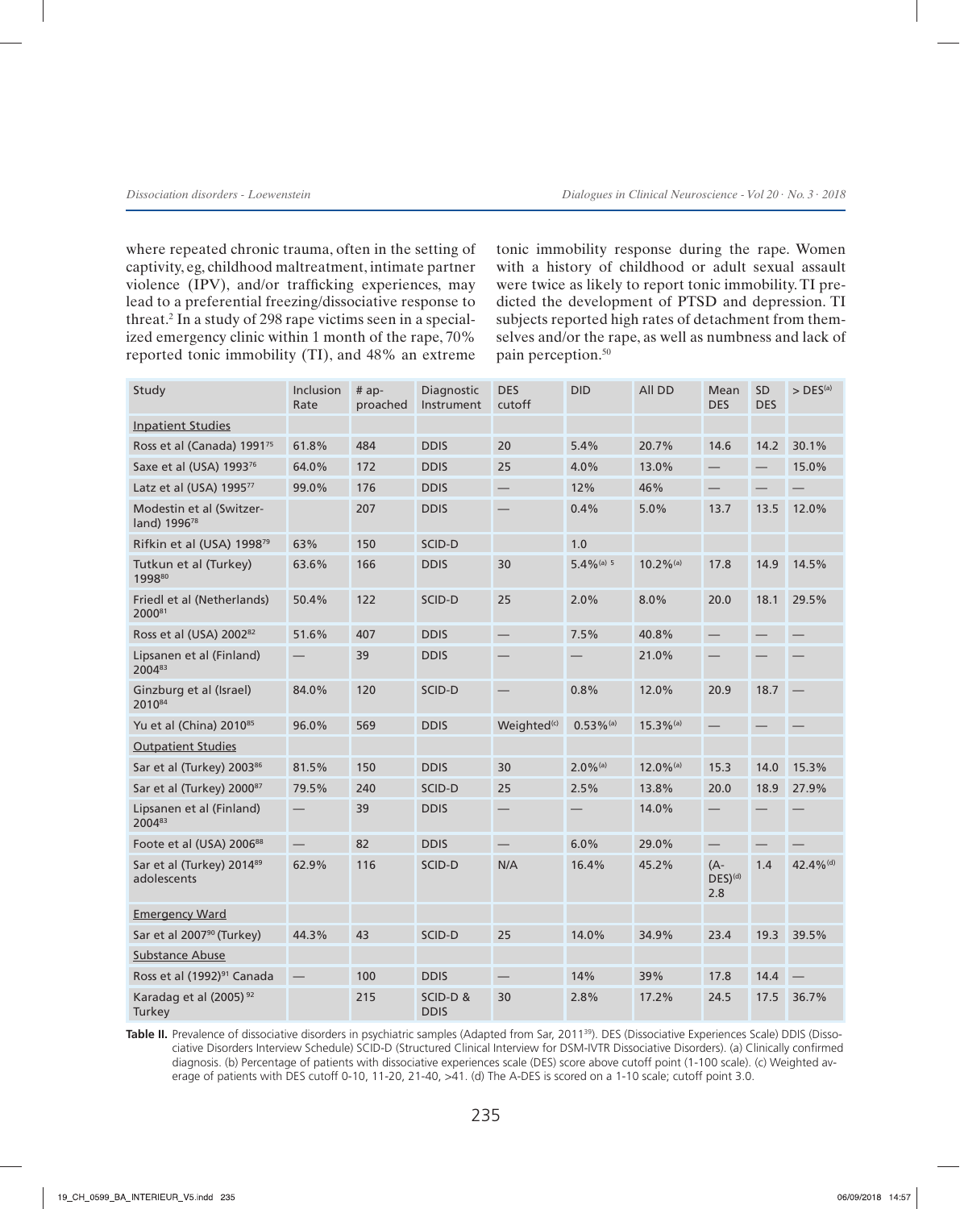where repeated chronic trauma, often in the setting of captivity, eg, childhood maltreatment, intimate partner violence (IPV), and/or trafficking experiences, may lead to a preferential freezing/dissociative response to threat.[2] In a study of 298 rape victims seen in a specialized emergency clinic within 1 month of the rape, 70% reported tonic immobility (TI), and 48% an extreme tonic immobility response during the rape. Women with a history of childhood or adult sexual assault were twice as likely to report tonic immobility. TI predicted the development of PTSD and depression. TI subjects reported high rates of detachment from themselves and/or the rape, as well as numbness and lack of pain perception.[50]

| Study | Inclusion Rate | # approached | Diagnostic Instrument | DES cutoff | DID | All DD | Mean DES | SD DES | > DES[(a)] |
|---|---|---|---|---|---|---|---|---|---|
| Inpatient Studies | | | | | | | | | |
| Ross et al (Canada) 1991[75] | 61.8% | 484 | DDIS | 20 | 5.4% | 20.7% | 14.6 | 14.2 | 30.1% |
| Saxe et al (USA) 1993[76] | 64.0% | 172 | DDIS | 25 | 4.0% | 13.0% | — | — | 15.0% |
| Latz et al (USA) 1995[77] | 99.0% | 176 | DDIS | — | 12% | 46% | — | — | — |
| Modestin et al (Switzerland) 1996[78] | | 207 | DDIS | — | 0.4% | 5.0% | 13.7 | 13.5 | 12.0% |
| Rifkin et al (USA) 1998[79] | 63% | 150 | SCID-D | | 1.0 | | | | |
| Tutkun et al (Turkey) 1998[80] | 63.6% | 166 | DDIS | 30 | 5.4%[(a) 5] | 10.2%[(a)] | 17.8 | 14.9 | 14.5% |
| Friedl et al (Netherlands) 2000[81] | 50.4% | 122 | SCID-D | 25 | 2.0% | 8.0% | 20.0 | 18.1 | 29.5% |
| Ross et al (USA) 2002[82] | 51.6% | 407 | DDIS | — | 7.5% | 40.8% | — | — | — |
| Lipsanen et al (Finland) 2004[83] | — | 39 | DDIS | — | — | 21.0% | — | — | — |
| Ginzburg et al (Israel) 2010[84] | 84.0% | 120 | SCID-D | — | 0.8% | 12.0% | 20.9 | 18.7 | — |
| Yu et al (China) 2010[85] | 96.0% | 569 | DDIS | Weighted[(c)] | 0.53%[(a)] | 15.3%[(a)] | — | — | — |
| Outpatient Studies | | | | | | | | | |
| Sar et al (Turkey) 2003[86] | 81.5% | 150 | DDIS | 30 | 2.0%[(a)] | 12.0%[(a)] | 15.3 | 14.0 | 15.3% |
| Sar et al (Turkey) 2000[87] | 79.5% | 240 | SCID-D | 25 | 2.5% | 13.8% | 20.0 | 18.9 | 27.9% |
| Lipsanen et al (Finland) 2004[83] | — | 39 | DDIS | — | — | 14.0% | — | — | — |
| Foote et al (USA) 2006[88] | — | 82 | DDIS | — | 6.0% | 29.0% | — | — | — |
| Sar et al (Turkey) 2014[89] adolescents | 62.9% | 116 | SCID-D | N/A | 16.4% | 45.2% | (A-DES)[(d)] 2.8 | 1.4 | 42.4%[(d)] |
| Emergency Ward | | | | | | | | | |
| Sar et al 2007[90] (Turkey) | 44.3% | 43 | SCID-D | 25 | 14.0% | 34.9% | 23.4 | 19.3 | 39.5% |
| Substance Abuse | | | | | | | | | |
| Ross et al (1992)[91] Canada | — | 100 | DDIS | — | 14% | 39% | 17.8 | 14.4 | — |
| Karadag et al (2005)[92] Turkey | | 215 | SCID-D & DDIS | 30 | 2.8% | 17.2% | 24.5 | 17.5 | 36.7% |

**Table II.** Prevalence of dissociative disorders in psychiatric samples (Adapted from Sar, 2011[39]). DES (Dissociative Experiences Scale) DDIS (Dissociative Disorders Interview Schedule) SCID-D (Structured Clinical Interview for DSM-IVTR Dissociative Disorders). (a) Clinically confirmed diagnosis. (b) Percentage of patients with dissociative experiences scale (DES) score above cutoff point (1-100 scale). (c) Weighted average of patients with DES cutoff 0-10, 11-20, 21-40, >41. (d) The A-DES is scored on a 1-10 scale; cutoff point 3.0.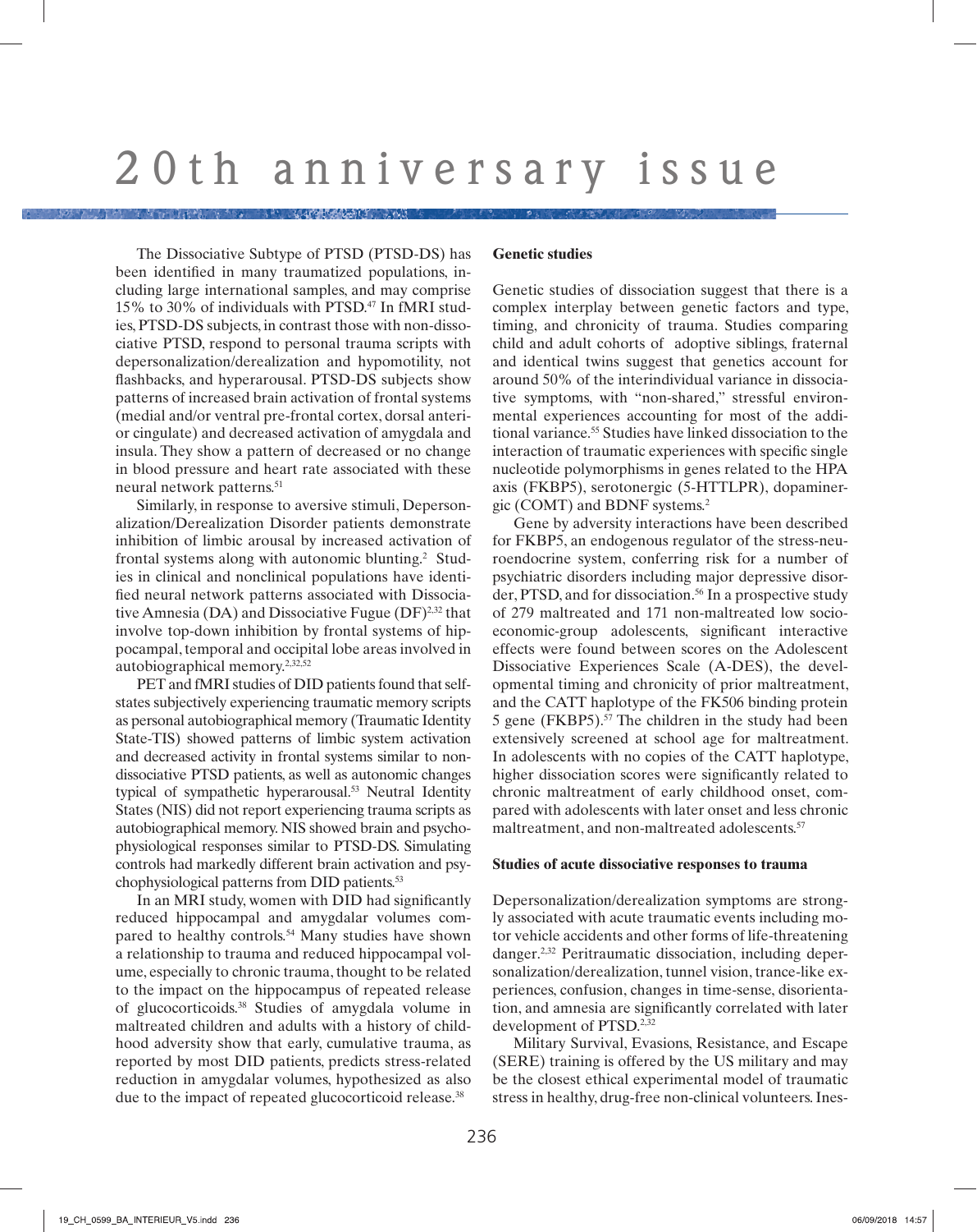The Dissociative Subtype of PTSD (PTSD-DS) has been identified in many traumatized populations, including large international samples, and may comprise 15% to 30% of individuals with PTSD.[47] In fMRI studies, PTSD-DS subjects, in contrast those with non-dissociative PTSD, respond to personal trauma scripts with depersonalization/derealization and hypomotility, not flashbacks, and hyperarousal. PTSD-DS subjects show patterns of increased brain activation of frontal systems (medial and/or ventral pre-frontal cortex, dorsal anterior cingulate) and decreased activation of amygdala and insula. They show a pattern of decreased or no change in blood pressure and heart rate associated with these neural network patterns.[51]

Similarly, in response to aversive stimuli, Depersonalization/Derealization Disorder patients demonstrate inhibition of limbic arousal by increased activation of frontal systems along with autonomic blunting.[2] Studies in clinical and nonclinical populations have identified neural network patterns associated with Dissociative Amnesia (DA) and Dissociative Fugue (DF)[2,32] that involve top-down inhibition by frontal systems of hippocampal, temporal and occipital lobe areas involved in autobiographical memory.[2,32,52]

PET and fMRI studies of DID patients found that self-states subjectively experiencing traumatic memory scripts as personal autobiographical memory (Traumatic Identity State-TIS) showed patterns of limbic system activation and decreased activity in frontal systems similar to non-dissociative PTSD patients, as well as autonomic changes typical of sympathetic hyperarousal.[53] Neutral Identity States (NIS) did not report experiencing trauma scripts as autobiographical memory. NIS showed brain and psychophysiological responses similar to PTSD-DS. Simulating controls had markedly different brain activation and psychophysiological patterns from DID patients.[53]

In an MRI study, women with DID had significantly reduced hippocampal and amygdalar volumes compared to healthy controls.[54] Many studies have shown a relationship to trauma and reduced hippocampal volume, especially to chronic trauma, thought to be related to the impact on the hippocampus of repeated release of glucocorticoids.[38] Studies of amygdala volume in maltreated children and adults with a history of childhood adversity show that early, cumulative trauma, as reported by most DID patients, predicts stress-related reduction in amygdalar volumes, hypothesized as also due to the impact of repeated glucocorticoid release.[38]

**Genetic studies**

Genetic studies of dissociation suggest that there is a complex interplay between genetic factors and type, timing, and chronicity of trauma. Studies comparing child and adult cohorts of adoptive siblings, fraternal and identical twins suggest that genetics account for around 50% of the interindividual variance in dissociative symptoms, with "non-shared," stressful environmental experiences accounting for most of the additional variance.[55] Studies have linked dissociation to the interaction of traumatic experiences with specific single nucleotide polymorphisms in genes related to the HPA axis (FKBP5), serotonergic (5-HTTLPR), dopaminergic (COMT) and BDNF systems.[2]

Gene by adversity interactions have been described for FKBP5, an endogenous regulator of the stress-neuroendocrine system, conferring risk for a number of psychiatric disorders including major depressive disorder, PTSD, and for dissociation.[56] In a prospective study of 279 maltreated and 171 non-maltreated low socioeconomic-group adolescents, significant interactive effects were found between scores on the Adolescent Dissociative Experiences Scale (A-DES), the developmental timing and chronicity of prior maltreatment, and the CATT haplotype of the FK506 binding protein 5 gene (FKBP5).[57] The children in the study had been extensively screened at school age for maltreatment. In adolescents with no copies of the CATT haplotype, higher dissociation scores were significantly related to chronic maltreatment of early childhood onset, compared with adolescents with later onset and less chronic maltreatment, and non-maltreated adolescents.[57]

**Studies of acute dissociative responses to trauma**

Depersonalization/derealization symptoms are strongly associated with acute traumatic events including motor vehicle accidents and other forms of life-threatening danger.[2,32] Peritraumatic dissociation, including depersonalization/derealization, tunnel vision, trance-like experiences, confusion, changes in time-sense, disorientation, and amnesia are significantly correlated with later development of PTSD.[2,32]

Military Survival, Evasions, Resistance, and Escape (SERE) training is offered by the US military and may be the closest ethical experimental model of traumatic stress in healthy, drug-free non-clinical volunteers. Ines-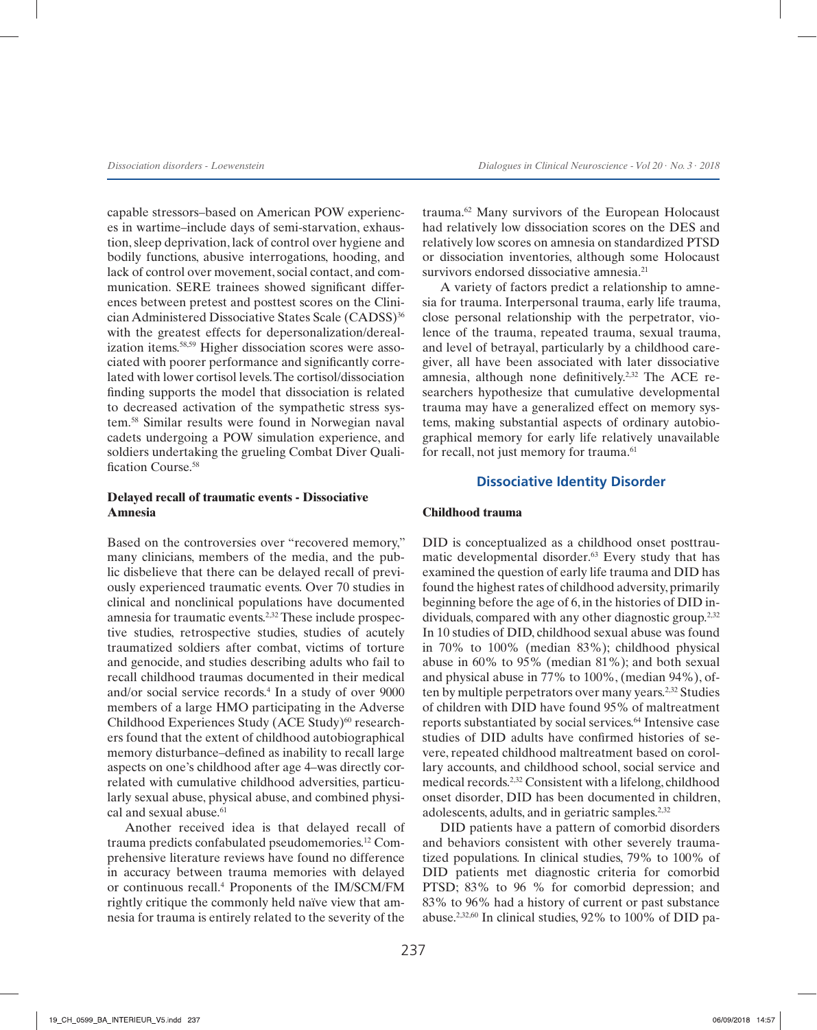capable stressors–based on American POW experiences in wartime–include days of semi-starvation, exhaustion, sleep deprivation, lack of control over hygiene and bodily functions, abusive interrogations, hooding, and lack of control over movement, social contact, and communication. SERE trainees showed significant differences between pretest and posttest scores on the Clinician Administered Dissociative States Scale (CADSS)[36] with the greatest effects for depersonalization/derealization items.[58,59] Higher dissociation scores were associated with poorer performance and significantly correlated with lower cortisol levels. The cortisol/dissociation finding supports the model that dissociation is related to decreased activation of the sympathetic stress system.[58] Similar results were found in Norwegian naval cadets undergoing a POW simulation experience, and soldiers undertaking the grueling Combat Diver Qualification Course.[58]

### Delayed recall of traumatic events - Dissociative Amnesia

Based on the controversies over "recovered memory," many clinicians, members of the media, and the public disbelieve that there can be delayed recall of previously experienced traumatic events. Over 70 studies in clinical and nonclinical populations have documented amnesia for traumatic events.[2,32] These include prospective studies, retrospective studies, studies of acutely traumatized soldiers after combat, victims of torture and genocide, and studies describing adults who fail to recall childhood traumas documented in their medical and/or social service records.[4] In a study of over 9000 members of a large HMO participating in the Adverse Childhood Experiences Study (ACE Study)[60] researchers found that the extent of childhood autobiographical memory disturbance–defined as inability to recall large aspects on one's childhood after age 4–was directly correlated with cumulative childhood adversities, particularly sexual abuse, physical abuse, and combined physical and sexual abuse.[61]

Another received idea is that delayed recall of trauma predicts confabulated pseudomemories.[12] Comprehensive literature reviews have found no difference in accuracy between trauma memories with delayed or continuous recall.[4] Proponents of the IM/SCM/FM rightly critique the commonly held naïve view that amnesia for trauma is entirely related to the severity of the trauma.[62] Many survivors of the European Holocaust had relatively low dissociation scores on the DES and relatively low scores on amnesia on standardized PTSD or dissociation inventories, although some Holocaust survivors endorsed dissociative amnesia.[21]

A variety of factors predict a relationship to amnesia for trauma. Interpersonal trauma, early life trauma, close personal relationship with the perpetrator, violence of the trauma, repeated trauma, sexual trauma, and level of betrayal, particularly by a childhood caregiver, all have been associated with later dissociative amnesia, although none definitively.[2,32] The ACE researchers hypothesize that cumulative developmental trauma may have a generalized effect on memory systems, making substantial aspects of ordinary autobiographical memory for early life relatively unavailable for recall, not just memory for trauma.[61]

## Dissociative Identity Disorder

### Childhood trauma

DID is conceptualized as a childhood onset posttraumatic developmental disorder.[63] Every study that has examined the question of early life trauma and DID has found the highest rates of childhood adversity, primarily beginning before the age of 6, in the histories of DID individuals, compared with any other diagnostic group.[2,32] In 10 studies of DID, childhood sexual abuse was found in 70% to 100% (median 83%); childhood physical abuse in 60% to 95% (median 81%); and both sexual and physical abuse in 77% to 100%, (median 94%), often by multiple perpetrators over many years.[2,32] Studies of children with DID have found 95% of maltreatment reports substantiated by social services.[64] Intensive case studies of DID adults have confirmed histories of severe, repeated childhood maltreatment based on corollary accounts, and childhood school, social service and medical records.[2,32] Consistent with a lifelong, childhood onset disorder, DID has been documented in children, adolescents, adults, and in geriatric samples.[2,32]

DID patients have a pattern of comorbid disorders and behaviors consistent with other severely traumatized populations. In clinical studies, 79% to 100% of DID patients met diagnostic criteria for comorbid PTSD; 83% to 96 % for comorbid depression; and 83% to 96% had a history of current or past substance abuse.[2,32,60] In clinical studies, 92% to 100% of DID pa-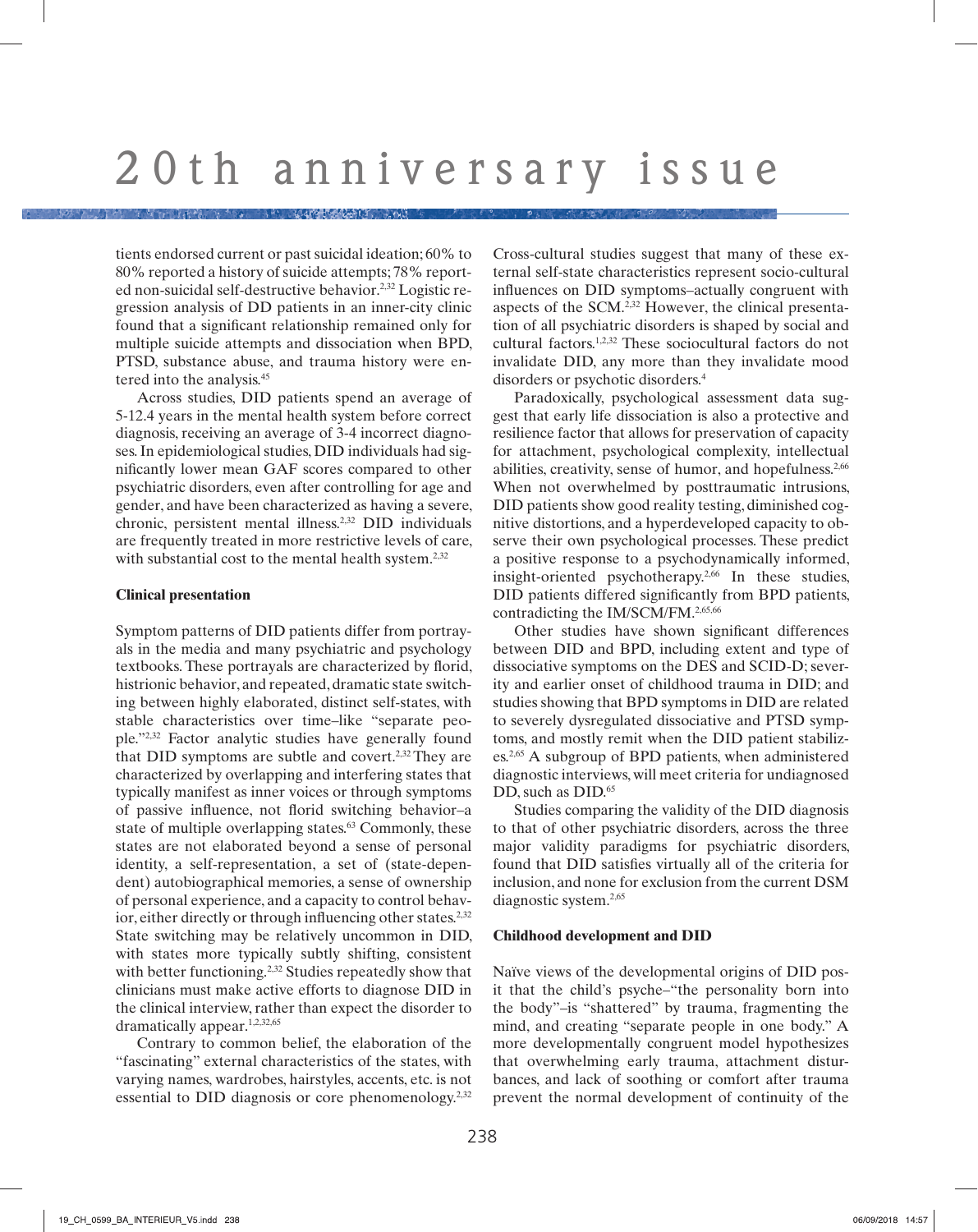tients endorsed current or past suicidal ideation; 60% to 80% reported a history of suicide attempts; 78% reported non-suicidal self-destructive behavior.[2,32] Logistic regression analysis of DD patients in an inner-city clinic found that a significant relationship remained only for multiple suicide attempts and dissociation when BPD, PTSD, substance abuse, and trauma history were entered into the analysis.[45]

Across studies, DID patients spend an average of 5-12.4 years in the mental health system before correct diagnosis, receiving an average of 3-4 incorrect diagnoses. In epidemiological studies, DID individuals had significantly lower mean GAF scores compared to other psychiatric disorders, even after controlling for age and gender, and have been characterized as having a severe, chronic, persistent mental illness.[2,32] DID individuals are frequently treated in more restrictive levels of care, with substantial cost to the mental health system.[2,32]

**Clinical presentation**

Symptom patterns of DID patients differ from portrayals in the media and many psychiatric and psychology textbooks. These portrayals are characterized by florid, histrionic behavior, and repeated, dramatic state switching between highly elaborated, distinct self-states, with stable characteristics over time–like "separate people."[2,32] Factor analytic studies have generally found that DID symptoms are subtle and covert.[2,32] They are characterized by overlapping and interfering states that typically manifest as inner voices or through symptoms of passive influence, not florid switching behavior–a state of multiple overlapping states.[63] Commonly, these states are not elaborated beyond a sense of personal identity, a self-representation, a set of (state-dependent) autobiographical memories, a sense of ownership of personal experience, and a capacity to control behavior, either directly or through influencing other states.[2,32] State switching may be relatively uncommon in DID, with states more typically subtly shifting, consistent with better functioning.[2,32] Studies repeatedly show that clinicians must make active efforts to diagnose DID in the clinical interview, rather than expect the disorder to dramatically appear.[1,2,32,65]

Contrary to common belief, the elaboration of the "fascinating" external characteristics of the states, with varying names, wardrobes, hairstyles, accents, etc. is not essential to DID diagnosis or core phenomenology.[2,32] Cross-cultural studies suggest that many of these external self-state characteristics represent socio-cultural influences on DID symptoms–actually congruent with aspects of the SCM.[2,32] However, the clinical presentation of all psychiatric disorders is shaped by social and cultural factors.[1,2,32] These sociocultural factors do not invalidate DID, any more than they invalidate mood disorders or psychotic disorders.[4]

Paradoxically, psychological assessment data suggest that early life dissociation is also a protective and resilience factor that allows for preservation of capacity for attachment, psychological complexity, intellectual abilities, creativity, sense of humor, and hopefulness.[2,66] When not overwhelmed by posttraumatic intrusions, DID patients show good reality testing, diminished cognitive distortions, and a hyperdeveloped capacity to observe their own psychological processes. These predict a positive response to a psychodynamically informed, insight-oriented psychotherapy.[2,66] In these studies, DID patients differed significantly from BPD patients, contradicting the IM/SCM/FM.[2,65,66]

Other studies have shown significant differences between DID and BPD, including extent and type of dissociative symptoms on the DES and SCID-D; severity and earlier onset of childhood trauma in DID; and studies showing that BPD symptoms in DID are related to severely dysregulated dissociative and PTSD symptoms, and mostly remit when the DID patient stabilizes.[2,65] A subgroup of BPD patients, when administered diagnostic interviews, will meet criteria for undiagnosed DD, such as DID.[65]

Studies comparing the validity of the DID diagnosis to that of other psychiatric disorders, across the three major validity paradigms for psychiatric disorders, found that DID satisfies virtually all of the criteria for inclusion, and none for exclusion from the current DSM diagnostic system.[2,65]

**Childhood development and DID**

Naïve views of the developmental origins of DID posit that the child's psyche–"the personality born into the body"–is "shattered" by trauma, fragmenting the mind, and creating "separate people in one body." A more developmentally congruent model hypothesizes that overwhelming early trauma, attachment disturbances, and lack of soothing or comfort after trauma prevent the normal development of continuity of the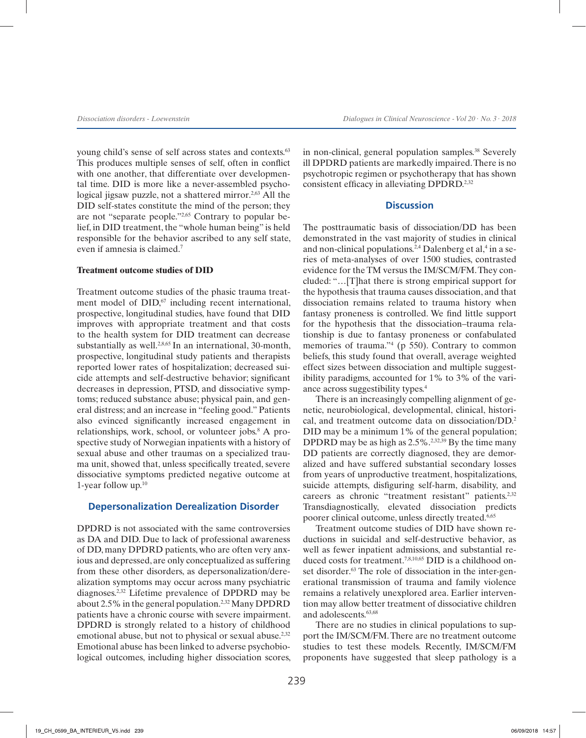young child's sense of self across states and contexts.[63] This produces multiple senses of self, often in conflict with one another, that differentiate over developmental time. DID is more like a never-assembled psychological jigsaw puzzle, not a shattered mirror.[2,63] All the DID self-states constitute the mind of the person; they are not "separate people."[2,65] Contrary to popular belief, in DID treatment, the "whole human being" is held responsible for the behavior ascribed to any self state, even if amnesia is claimed.[7]

### Treatment outcome studies of DID

Treatment outcome studies of the phasic trauma treatment model of DID,[67] including recent international, prospective, longitudinal studies, have found that DID improves with appropriate treatment and that costs to the health system for DID treatment can decrease substantially as well.[2,8,65] In an international, 30-month, prospective, longitudinal study patients and therapists reported lower rates of hospitalization; decreased suicide attempts and self-destructive behavior; significant decreases in depression, PTSD, and dissociative symptoms; reduced substance abuse; physical pain, and general distress; and an increase in "feeling good." Patients also evinced significantly increased engagement in relationships, work, school, or volunteer jobs.[8] A prospective study of Norwegian inpatients with a history of sexual abuse and other traumas on a specialized trauma unit, showed that, unless specifically treated, severe dissociative symptoms predicted negative outcome at 1-year follow up.[10]

## Depersonalization Derealization Disorder

DPDRD is not associated with the same controversies as DA and DID. Due to lack of professional awareness of DD, many DPDRD patients, who are often very anxious and depressed, are only conceptualized as suffering from these other disorders, as depersonalization/derealization symptoms may occur across many psychiatric diagnoses.[2,32] Lifetime prevalence of DPDRD may be about 2.5% in the general population.[2,32] Many DPDRD patients have a chronic course with severe impairment. DPDRD is strongly related to a history of childhood emotional abuse, but not to physical or sexual abuse.[2,32] Emotional abuse has been linked to adverse psychobiological outcomes, including higher dissociation scores, in non-clinical, general population samples.[38] Severely ill DPDRD patients are markedly impaired. There is no psychotropic regimen or psychotherapy that has shown consistent efficacy in alleviating DPDRD.[2,32]

## Discussion

The posttraumatic basis of dissociation/DD has been demonstrated in the vast majority of studies in clinical and non-clinical populations.[2,4] Dalenberg et al,[4] in a series of meta-analyses of over 1500 studies, contrasted evidence for the TM versus the IM/SCM/FM. They concluded: "…[T]hat there is strong empirical support for the hypothesis that trauma causes dissociation, and that dissociation remains related to trauma history when fantasy proneness is controlled. We find little support for the hypothesis that the dissociation–trauma relationship is due to fantasy proneness or confabulated memories of trauma."[4] (p 550). Contrary to common beliefs, this study found that overall, average weighted effect sizes between dissociation and multiple suggestibility paradigms, accounted for 1% to 3% of the variance across suggestibility types.[4]

There is an increasingly compelling alignment of genetic, neurobiological, developmental, clinical, historical, and treatment outcome data on dissociation/DD.[2] DID may be a minimum 1% of the general population; DPDRD may be as high as 2.5%.[2,32,39] By the time many DD patients are correctly diagnosed, they are demoralized and have suffered substantial secondary losses from years of unproductive treatment, hospitalizations, suicide attempts, disfiguring self-harm, disability, and careers as chronic "treatment resistant" patients.[2,32] Transdiagnostically, elevated dissociation predicts poorer clinical outcome, unless directly treated.[6,65]

Treatment outcome studies of DID have shown reductions in suicidal and self-destructive behavior, as well as fewer inpatient admissions, and substantial reduced costs for treatment.[7,8,10,65] DID is a childhood onset disorder.[63] The role of dissociation in the inter-generational transmission of trauma and family violence remains a relatively unexplored area. Earlier intervention may allow better treatment of dissociative children and adolescents.[63,68]

There are no studies in clinical populations to support the IM/SCM/FM. There are no treatment outcome studies to test these models. Recently, IM/SCM/FM proponents have suggested that sleep pathology is a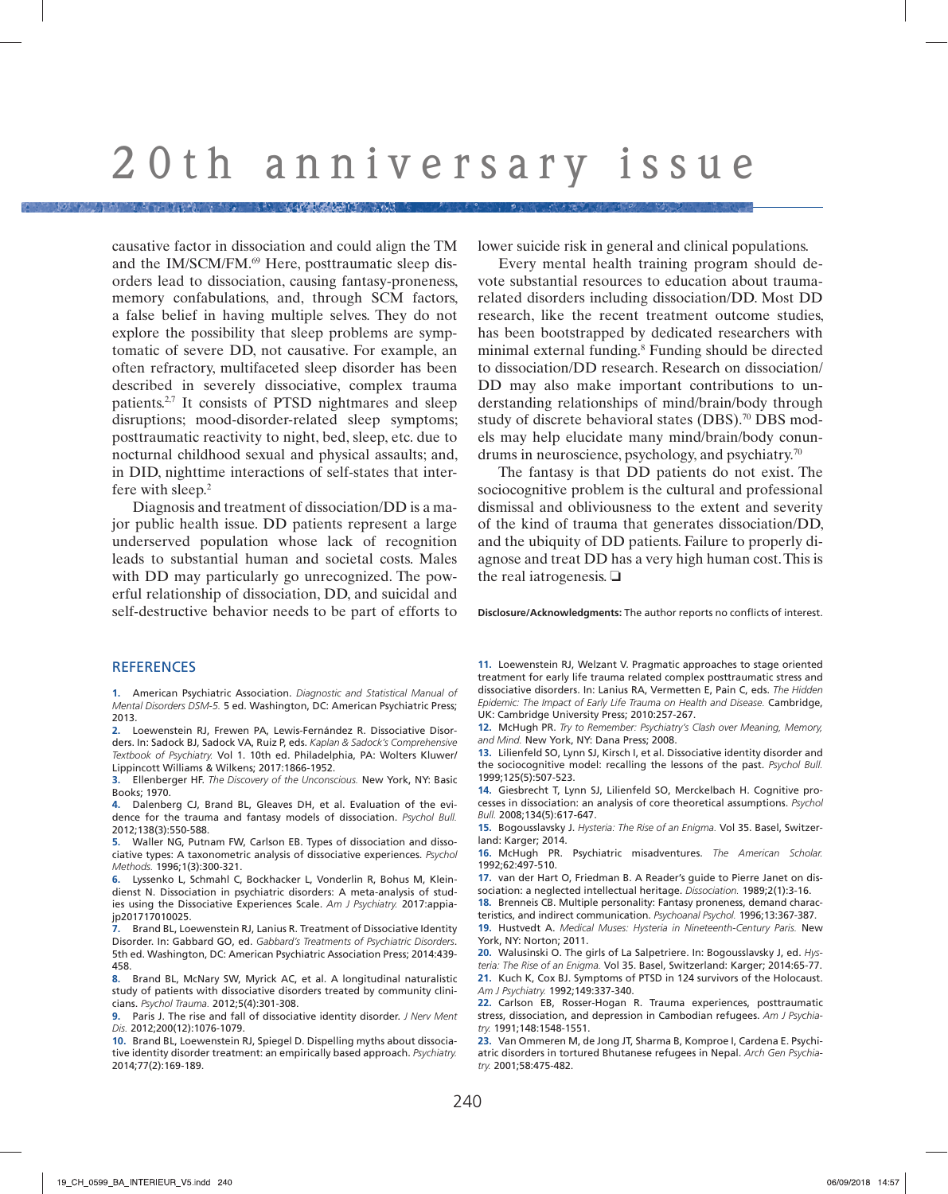causative factor in dissociation and could align the TM and the IM/SCM/FM.[69] Here, posttraumatic sleep disorders lead to dissociation, causing fantasy-proneness, memory confabulations, and, through SCM factors, a false belief in having multiple selves. They do not explore the possibility that sleep problems are symptomatic of severe DD, not causative. For example, an often refractory, multifaceted sleep disorder has been described in severely dissociative, complex trauma patients.[2,7] It consists of PTSD nightmares and sleep disruptions; mood-disorder-related sleep symptoms; posttraumatic reactivity to night, bed, sleep, etc. due to nocturnal childhood sexual and physical assaults; and, in DID, nighttime interactions of self-states that interfere with sleep.[2]

Diagnosis and treatment of dissociation/DD is a major public health issue. DD patients represent a large underserved population whose lack of recognition leads to substantial human and societal costs. Males with DD may particularly go unrecognized. The powerful relationship of dissociation, DD, and suicidal and self-destructive behavior needs to be part of efforts to lower suicide risk in general and clinical populations.

Every mental health training program should devote substantial resources to education about trauma-related disorders including dissociation/DD. Most DD research, like the recent treatment outcome studies, has been bootstrapped by dedicated researchers with minimal external funding.[8] Funding should be directed to dissociation/DD research. Research on dissociation/DD may also make important contributions to understanding relationships of mind/brain/body through study of discrete behavioral states (DBS).[70] DBS models may help elucidate many mind/brain/body conundrums in neuroscience, psychology, and psychiatry.[70]

The fantasy is that DD patients do not exist. The sociocognitive problem is the cultural and professional dismissal and obliviousness to the extent and severity of the kind of trauma that generates dissociation/DD, and the ubiquity of DD patients. Failure to properly diagnose and treat DD has a very high human cost. This is the real iatrogenesis. ❑

**Disclosure/Acknowledgments:** The author reports no conflicts of interest.

## REFERENCES

1. American Psychiatric Association. *Diagnostic and Statistical Manual of Mental Disorders DSM-5.* 5 ed. Washington, DC: American Psychiatric Press; 2013.
2. Loewenstein RJ, Frewen PA, Lewis-Fernández R. Dissociative Disorders. In: Sadock BJ, Sadock VA, Ruiz P, eds. *Kaplan & Sadock's Comprehensive Textbook of Psychiatry.* Vol 1. 10th ed. Philadelphia, PA: Wolters Kluwer/Lippincott Williams & Wilkens; 2017:1866-1952.
3. Ellenberger HF. *The Discovery of the Unconscious.* New York, NY: Basic Books; 1970.
4. Dalenberg CJ, Brand BL, Gleaves DH, et al. Evaluation of the evidence for the trauma and fantasy models of dissociation. *Psychol Bull.* 2012;138(3):550-588.
5. Waller NG, Putnam FW, Carlson EB. Types of dissociation and dissociative types: A taxonometric analysis of dissociative experiences. *Psychol Methods.* 1996;1(3):300-321.
6. Lyssenko L, Schmahl C, Bockhacker L, Vonderlin R, Bohus M, Kleindienst N. Dissociation in psychiatric disorders: A meta-analysis of studies using the Dissociative Experiences Scale. *Am J Psychiatry.* 2017:appiajp201717010025.
7. Brand BL, Loewenstein RJ, Lanius R. Treatment of Dissociative Identity Disorder. In: Gabbard GO, ed. *Gabbard's Treatments of Psychiatric Disorders.* 5th ed. Washington, DC: American Psychiatric Association Press; 2014:439-458.
8. Brand BL, McNary SW, Myrick AC, et al. A longitudinal naturalistic study of patients with dissociative disorders treated by community clinicians. *Psychol Trauma.* 2012;5(4):301-308.
9. Paris J. The rise and fall of dissociative identity disorder. *J Nerv Ment Dis.* 2012;200(12):1076-1079.
10. Brand BL, Loewenstein RJ, Spiegel D. Dispelling myths about dissociative identity disorder treatment: an empirically based approach. *Psychiatry.* 2014;77(2):169-189.
11. Loewenstein RJ, Welzant V. Pragmatic approaches to stage oriented treatment for early life trauma related complex posttraumatic stress and dissociative disorders. In: Lanius RA, Vermetten E, Pain C, eds. *The Hidden Epidemic: The Impact of Early Life Trauma on Health and Disease.* Cambridge, UK: Cambridge University Press; 2010:257-267.
12. McHugh PR. *Try to Remember: Psychiatry's Clash over Meaning, Memory, and Mind.* New York, NY: Dana Press; 2008.
13. Lilienfeld SO, Lynn SJ, Kirsch I, et al. Dissociative identity disorder and the sociocognitive model: recalling the lessons of the past. *Psychol Bull.* 1999;125(5):507-523.
14. Giesbrecht T, Lynn SJ, Lilienfeld SO, Merckelbach H. Cognitive processes in dissociation: an analysis of core theoretical assumptions. *Psychol Bull.* 2008;134(5):617-647.
15. Bogousslavsky J. *Hysteria: The Rise of an Enigma.* Vol 35. Basel, Switzerland: Karger; 2014.
16. McHugh PR. Psychiatric misadventures. *The American Scholar.* 1992;62:497-510.
17. van der Hart O, Friedman B. A Reader's guide to Pierre Janet on dissociation: a neglected intellectual heritage. *Dissociation.* 1989;2(1):3-16.
18. Brenneis CB. Multiple personality: Fantasy proneness, demand characteristics, and indirect communication. *Psychoanal Psychol.* 1996;13:367-387.
19. Hustvedt A. *Medical Muses: Hysteria in Nineteenth-Century Paris.* New York, NY: Norton; 2011.
20. Walusinski O. The girls of La Salpetriere. In: Bogousslavsky J, ed. *Hysteria: The Rise of an Enigma.* Vol 35. Basel, Switzerland: Karger; 2014:65-77.
21. Kuch K, Cox BJ. Symptoms of PTSD in 124 survivors of the Holocaust. *Am J Psychiatry.* 1992;149:337-340.
22. Carlson EB, Rosser-Hogan R. Trauma experiences, posttraumatic stress, dissociation, and depression in Cambodian refugees. *Am J Psychiatry.* 1991;148:1548-1551.
23. Van Ommeren M, de Jong JT, Sharma B, Komproe I, Cardena E. Psychiatric disorders in tortured Bhutanese refugees in Nepal. *Arch Gen Psychiatry.* 2001;58:475-482.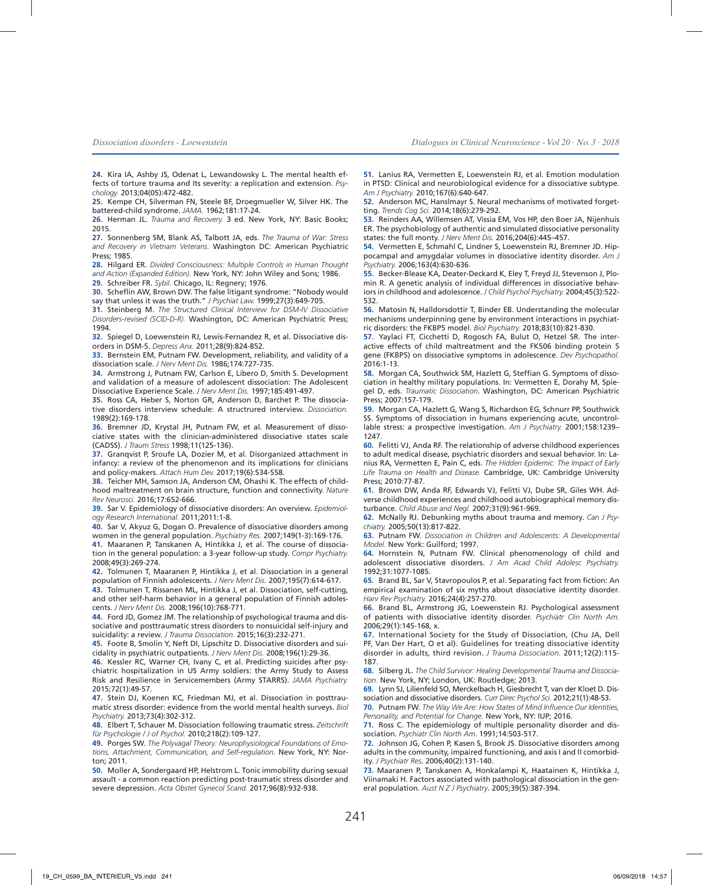**24.** Kira IA, Ashby JS, Odenat L, Lewandowsky L. The mental health effects of torture trauma and Its severity: a replication and extension. *Psychology.* 2013;04(05):472-482.

**25.** Kempe CH, Silverman FN, Steele BF, Droegmueller W, Silver HK. The battered-child syndrome. *JAMA.* 1962;181:17-24.

**26.** Herman JL. *Trauma and Recovery.* 3 ed. New York, NY: Basic Books; 2015.

**27.** Sonnenberg SM, Blank AS, Talbott JA, eds. *The Trauma of War: Stress and Recovery in Vietnam Veterans.* Washington DC: American Psychiatric Press; 1985.

**28.** Hilgard ER. *Divided Consciousness: Multiple Controls in Human Thought and Action (Expanded Edition).* New York, NY: John Wiley and Sons; 1986.

**29.** Schreiber FR. *Sybil.* Chicago, IL: Regnery; 1976.

**30.** Scheflin AW, Brown DW. The false litigant syndrome: "Nobody would say that unless it was the truth." *J Psychiat Law.* 1999;27(3):649-705.

**31.** Steinberg M. *The Structured Clinical Interview for DSM-IV Dissociative Disorders-revised (SCID-D-R).* Washington, DC: American Psychiatric Press; 1994.

**32.** Spiegel D, Loewenstein RJ, Lewis-Fernandez R, et al. Dissociative disorders in DSM-5. *Depress Anx.* 2011;28(9):824-852.

**33.** Bernstein EM, Putnam FW. Development, reliability, and validity of a dissociation scale. *J Nerv Ment Dis.* 1986;174:727-735.

**34.** Armstrong J, Putnam FW, Carlson E, Libero D, Smith S. Development and validation of a measure of adolescent dissociation: The Adolescent Dissociative Experience Scale. *J Nerv Ment Dis.* 1997;185:491-497.

**35.** Ross CA, Heber S, Norton GR, Anderson D, Barchet P. The dissociative disorders interview schedule: A structrured interview. *Dissociation.* 1989(2):169-178.

**36.** Bremner JD, Krystal JH, Putnam FW, et al. Measurement of dissociative states with the clinician-administered dissociative states scale (CADSS). *J Traum Stress* 1998;11(125-136).

**37.** Granqvist P, Sroufe LA, Dozier M, et al. Disorganized attachment in infancy: a review of the phenomenon and its implications for clinicians and policy-makers. *Attach Hum Dev.* 2017;19(6):534-558.

**38.** Teicher MH, Samson JA, Anderson CM, Ohashi K. The effects of childhood maltreatment on brain structure, function and connectivity. *Nature Rev Neurosci.* 2016;17:652-666.

**39.** Sar V. Epidemiology of dissociative disorders: An overview. *Epidemiology Research International.* 2011;2011:1-8.

**40.** Sar V, Akyuz G, Dogan O. Prevalence of dissociative disorders among women in the general population. *Psychiatry Res.* 2007;149(1-3):169-176.

**41.** Maaranen P, Tanskanen A, Hintikka J, et al. The course of dissociation in the general population: a 3-year follow-up study. *Compr Psychiatry.* 2008;49(3):269-274.

**42.** Tolmunen T, Maaranen P, Hintikka J, et al. Dissociation in a general population of Finnish adolescents. *J Nerv Ment Dis.* 2007;195(7):614-617.

**43.** Tolmunen T, Rissanen ML, Hintikka J, et al. Dissociation, self-cutting, and other self-harm behavior in a general population of Finnish adolescents. *J Nerv Ment Dis.* 2008;196(10):768-771.

**44.** Ford JD, Gomez JM. The relationship of psychological trauma and dissociative and posttraumatic stress disorders to nonsuicidal self-injury and suicidality: a review. *J Trauma Dissociation.* 2015;16(3):232-271.

**45.** Foote B, Smolin Y, Neft DI, Lipschitz D. Dissociative disorders and suicidality in psychiatric outpatients. *J Nerv Ment Dis.* 2008;196(1):29-36.

**46.** Kessler RC, Warner CH, Ivany C, et al. Predicting suicides after psychiatric hospitalization in US Army soldiers: the Army Study to Assess Risk and Resilience in Servicemembers (Army STARRS). *JAMA Psychiatry.* 2015;72(1):49-57.

**47.** Stein DJ, Koenen KC, Friedman MJ, et al. Dissociation in posttraumatic stress disorder: evidence from the world mental health surveys. *Biol Psychiatry.* 2013;73(4):302-312.

**48.** Elbert T, Schauer M. Dissociation following traumatic stress. *Zeitschrift für Psychologie / J of Psychol.* 2010;218(2):109-127.

**49.** Porges SW. *The Polyvagal Theory: Neurophysiological Foundations of Emotions, Attachment, Communication, and Self-regulation.* New York, NY: Norton; 2011.

**50.** Moller A, Sondergaard HP, Helstrom L. Tonic immobility during sexual assault - a common reaction predicting post-traumatic stress disorder and severe depression. *Acta Obstet Gynecol Scand.* 2017;96(8):932-938.

**51.** Lanius RA, Vermetten E, Loewenstein RJ, et al. Emotion modulation in PTSD: Clinical and neurobiological evidence for a dissociative subtype. *Am J Psychiatry.* 2010;167(6):640-647.

**52.** Anderson MC, Hanslmayr S. Neural mechanisms of motivated forgetting. *Trends Cog Sci.* 2014;18(6):279-292.

**53.** Reinders AA, Willemsen AT, Vissia EM, Vos HP, den Boer JA, Nijenhuis ER. The psychobiology of authentic and simulated dissociative personality states: the full monty. *J Nerv Ment Dis.* 2016;204(6):445–457.

**54.** Vermetten E, Schmahl C, Lindner S, Loewenstein RJ, Bremner JD. Hippocampal and amygdalar volumes in dissociative identity disorder. *Am J Psychiatry.* 2006;163(4):630-636.

**55.** Becker-Blease KA, Deater-Deckard K, Eley T, Freyd JJ, Stevenson J, Plomin R. A genetic analysis of individual differences in dissociative behaviors in childhood and adolescence. *J Child Psychol Psychiatry.* 2004;45(3):522-532.

**56.** Matosin N, Halldorsdottir T, Binder EB. Understanding the molecular mechanisms underpinning gene by environment interactions in psychiatric disorders: the FKBP5 model. *Biol Psychiatry.* 2018;83(10):821-830.

**57.** Yaylaci FT, Cicchetti D, Rogosch FA, Bulut O, Hetzel SR. The interactive effects of child maltreatment and the FK506 binding protein 5 gene (FKBP5) on dissociative symptoms in adolescence. *Dev Psychopathol.* 2016:1-13.

**58.** Morgan CA, Southwick SM, Hazlett G, Steffian G. Symptoms of dissociation in healthy military populations. In: Vermetten E, Dorahy M, Spiegel D, eds. *Traumatic Dissociation*. Washington, DC: American Psychiatric Press; 2007:157-179.

**59.** Morgan CA, Hazlett G, Wang S, Richardson EG, Schnurr PP, Southwick SS. Symptoms of dissociation in humans experiencing acute, uncontrollable stress: a prospective investigation. *Am J Psychiatry.* 2001;158:1239–1247.

**60.** Felitti VJ, Anda RF. The relationship of adverse childhood experiences to adult medical disease, psychiatric disorders and sexual behavior. In: Lanius RA, Vermetten E, Pain C, eds. *The Hidden Epidemic: The Impact of Early Life Trauma on Health and Disease.* Cambridge, UK: Cambridge University Press; 2010:77-87.

**61.** Brown DW, Anda RF, Edwards VJ, Felitti VJ, Dube SR, Giles WH. Adverse childhood experiences and childhood autobiographical memory disturbance. *Child Abuse and Negl.* 2007;31(9):961-969.

**62.** McNally RJ. Debunking myths about trauma and memory. *Can J Psychiatry.* 2005;50(13):817-822.

**63.** Putnam FW. *Dissociation in Children and Adolescents: A Developmental Model.* New York: Guilford; 1997.

**64.** Hornstein N, Putnam FW. Clinical phenomenology of child and adolescent dissociative disorders. *J Am Acad Child Adolesc Psychiatry.* 1992;31:1077-1085.

**65.** Brand BL, Sar V, Stavropoulos P, et al. Separating fact from fiction: An empirical examination of six myths about dissociative identity disorder. *Harv Rev Psychiatry.* 2016;24(4):257-270.

**66.** Brand BL, Armstrong JG, Loewenstein RJ. Psychological assessment of patients with dissociative identity disorder. *Psychiatr Clin North Am.* 2006;29(1):145-168, x.

**67.** International Society for the Study of Dissociation, (Chu JA, Dell PF, Van Der Hart, O et al). Guidelines for treating dissociative identity disorder in adults, third revision. *J Trauma Dissociation.* 2011;12(2):115-187.

**68.** Silberg JL. *The Child Survivor: Healing Developmental Trauma and Dissociation.* New York, NY; London, UK: Routledge; 2013.

**69.** Lynn SJ, Lilienfeld SO, Merckelbach H, Giesbrecht T, van der Kloet D. Dissociation and dissociative disorders. *Curr Direc Psychol Sci.* 2012;21(1):48-53.

**70.** Putnam FW. *The Way We Are: How States of Mind Influence Our Identities, Personality, and Potential for Change.* New York, NY: IUP; 2016.

**71.** Ross C. The epidemiology of multiple personality disorder and dissociation. *Psychiatr Clin North Am*. 1991;14:503-517.

**72.** Johnson JG, Cohen P, Kasen S, Brook JS. Dissociative disorders among adults in the community, impaired functioning, and axis I and II comorbidity. *J Psychiatr Res*. 2006;40(2):131-140.

**73.** Maaranen P, Tanskanen A, Honkalampi K, Haatainen K, Hintikka J, Viinamaki H. Factors associated with pathological dissociation in the general population. *Aust N Z J Psychiatry*. 2005;39(5):387-394.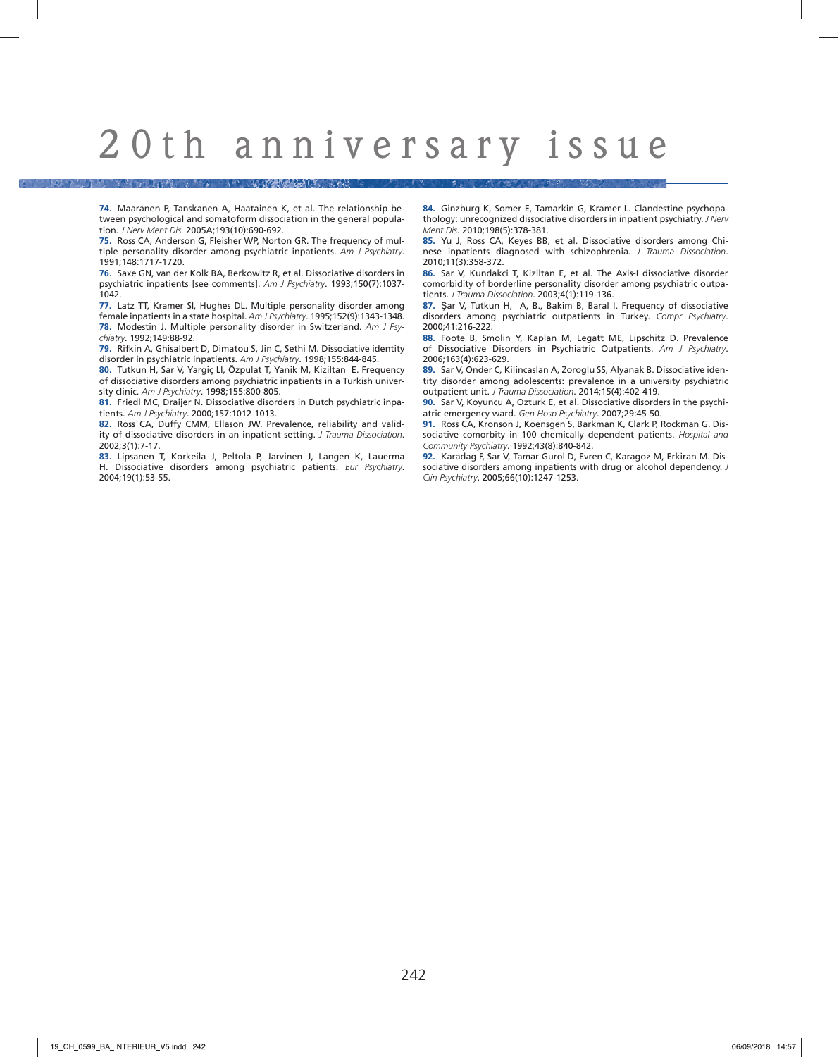**74.** Maaranen P, Tanskanen A, Haatainen K, et al. The relationship between psychological and somatoform dissociation in the general population. *J Nerv Ment Dis.* 2005A;193(10):690-692.

**75.** Ross CA, Anderson G, Fleisher WP, Norton GR. The frequency of multiple personality disorder among psychiatric inpatients. *Am J Psychiatry*. 1991;148:1717-1720.

**76.** Saxe GN, van der Kolk BA, Berkowitz R, et al. Dissociative disorders in psychiatric inpatients [see comments]. *Am J Psychiatry*. 1993;150(7):1037-1042.

**77.** Latz TT, Kramer SI, Hughes DL. Multiple personality disorder among female inpatients in a state hospital. *Am J Psychiatry*. 1995;152(9):1343-1348.

**78.** Modestin J. Multiple personality disorder in Switzerland. *Am J Psychiatry*. 1992;149:88-92.

**79.** Rifkin A, Ghisalbert D, Dimatou S, Jin C, Sethi M. Dissociative identity disorder in psychiatric inpatients. *Am J Psychiatry*. 1998;155:844-845.

**80.** Tutkun H, Sar V, Yargiç LI, Özpulat T, Yanik M, Kiziltan E. Frequency of dissociative disorders among psychiatric inpatients in a Turkish university clinic. *Am J Psychiatry*. 1998;155:800-805.

**81.** Friedl MC, Draijer N. Dissociative disorders in Dutch psychiatric inpatients. *Am J Psychiatry*. 2000;157:1012-1013.

**82.** Ross CA, Duffy CMM, Ellason JW. Prevalence, reliability and validity of dissociative disorders in an inpatient setting. *J Trauma Dissociation*. 2002;3(1):7-17.

**83.** Lipsanen T, Korkeila J, Peltola P, Jarvinen J, Langen K, Lauerma H. Dissociative disorders among psychiatric patients. *Eur Psychiatry*. 2004;19(1):53-55.

**84.** Ginzburg K, Somer E, Tamarkin G, Kramer L. Clandestine psychopathology: unrecognized dissociative disorders in inpatient psychiatry. *J Nerv Ment Dis*. 2010;198(5):378-381.

**85.** Yu J, Ross CA, Keyes BB, et al. Dissociative disorders among Chinese inpatients diagnosed with schizophrenia. *J Trauma Dissociation*. 2010;11(3):358-372.

**86.** Sar V, Kundakci T, Kiziltan E, et al. The Axis-I dissociative disorder comorbidity of borderline personality disorder among psychiatric outpatients. *J Trauma Dissociation*. 2003;4(1):119-136.

**87.** Şar V, Tutkun H, A, B., Bakim B, Baral I. Frequency of dissociative disorders among psychiatric outpatients in Turkey. *Compr Psychiatry*. 2000;41:216-222.

**88.** Foote B, Smolin Y, Kaplan M, Legatt ME, Lipschitz D. Prevalence of Dissociative Disorders in Psychiatric Outpatients. *Am J Psychiatry*. 2006;163(4):623-629.

**89.** Sar V, Onder C, Kilincaslan A, Zoroglu SS, Alyanak B. Dissociative identity disorder among adolescents: prevalence in a university psychiatric outpatient unit. *J Trauma Dissociation*. 2014;15(4):402-419.

**90.** Sar V, Koyuncu A, Ozturk E, et al. Dissociative disorders in the psychiatric emergency ward. *Gen Hosp Psychiatry*. 2007;29:45-50.

**91.** Ross CA, Kronson J, Koensgen S, Barkman K, Clark P, Rockman G. Dissociative comorbity in 100 chemically dependent patients. *Hospital and Community Psychiatry*. 1992;43(8):840-842.

**92.** Karadag F, Sar V, Tamar Gurol D, Evren C, Karagoz M, Erkiran M. Dissociative disorders among inpatients with drug or alcohol dependency. *J Clin Psychiatry*. 2005;66(10):1247-1253.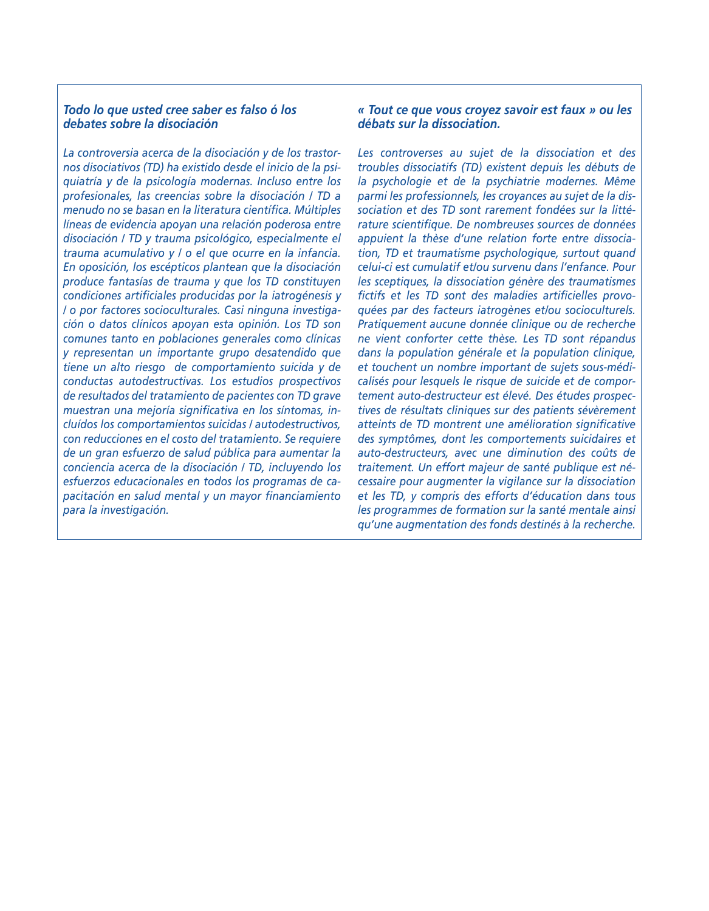***Todo lo que usted cree saber es falso ó los debates sobre la disociación***

*La controversia acerca de la disociación y de los trastornos disociativos (TD) ha existido desde el inicio de la psiquiatría y de la psicología modernas. Incluso entre los profesionales, las creencias sobre la disociación / TD a menudo no se basan en la literatura científica. Múltiples líneas de evidencia apoyan una relación poderosa entre disociación / TD y trauma psicológico, especialmente el trauma acumulativo y / o el que ocurre en la infancia. En oposición, los escépticos plantean que la disociación produce fantasías de trauma y que los TD constituyen condiciones artificiales producidas por la iatrogénesis y / o por factores socioculturales. Casi ninguna investigación o datos clínicos apoyan esta opinión. Los TD son comunes tanto en poblaciones generales como clínicas y representan un importante grupo desatendido que tiene un alto riesgo de comportamiento suicida y de conductas autodestructivas. Los estudios prospectivos de resultados del tratamiento de pacientes con TD grave muestran una mejoría significativa en los síntomas, incluídos los comportamientos suicidas / autodestructivos, con reducciones en el costo del tratamiento. Se requiere de un gran esfuerzo de salud pública para aumentar la conciencia acerca de la disociación / TD, incluyendo los esfuerzos educacionales en todos los programas de capacitación en salud mental y un mayor financiamiento para la investigación.*

***« Tout ce que vous croyez savoir est faux » ou les débats sur la dissociation.***

*Les controverses au sujet de la dissociation et des troubles dissociatifs (TD) existent depuis les débuts de la psychologie et de la psychiatrie modernes. Même parmi les professionnels, les croyances au sujet de la dissociation et des TD sont rarement fondées sur la littérature scientifique. De nombreuses sources de données appuient la thèse d'une relation forte entre dissociation, TD et traumatisme psychologique, surtout quand celui-ci est cumulatif et/ou survenu dans l'enfance. Pour les sceptiques, la dissociation génère des traumatismes fictifs et les TD sont des maladies artificielles provoquées par des facteurs iatrogènes et/ou socioculturels. Pratiquement aucune donnée clinique ou de recherche ne vient conforter cette thèse. Les TD sont répandus dans la population générale et la population clinique, et touchent un nombre important de sujets sous-médicalisés pour lesquels le risque de suicide et de comportement auto-destructeur est élevé. Des études prospectives de résultats cliniques sur des patients sévèrement atteints de TD montrent une amélioration significative des symptômes, dont les comportements suicidaires et auto-destructeurs, avec une diminution des coûts de traitement. Un effort majeur de santé publique est nécessaire pour augmenter la vigilance sur la dissociation et les TD, y compris des efforts d'éducation dans tous les programmes de formation sur la santé mentale ainsi qu'une augmentation des fonds destinés à la recherche.*